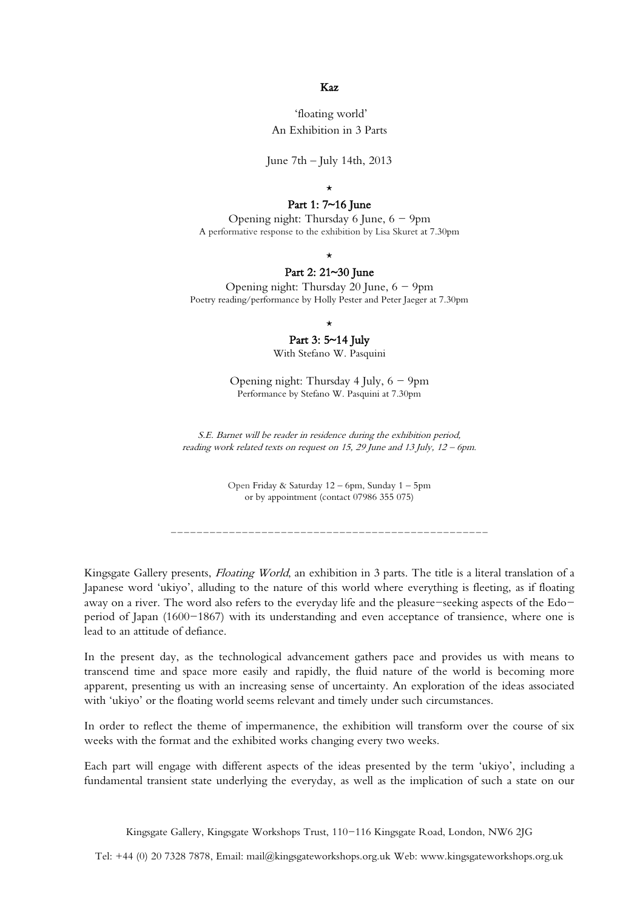**Kaz**

'floating world'
An Exhibition in 3 Parts

June 7th – July 14th, 2013

⋆

**Part 1: 7~16 June**

Opening night: Thursday 6 June, 6 – 9pm
A performative response to the exhibition by Lisa Skuret at 7.30pm

⋆

**Part 2: 21~30 June**

Opening night: Thursday 20 June, 6 – 9pm
Poetry reading/performance by Holly Pester and Peter Jaeger at 7.30pm

⋆

**Part 3: 5~14 July**

With Stefano W. Pasquini

Opening night: Thursday 4 July, 6 – 9pm
Performance by Stefano W. Pasquini at 7.30pm

*S.E. Barnet will be reader in residence during the exhibition period, reading work related texts on request on 15, 29 June and 13 July, 12 – 6pm.*

Open Friday & Saturday 12 – 6pm, Sunday 1 – 5pm
or by appointment (contact 07986 355 075)

---

Kingsgate Gallery presents, *Floating World*, an exhibition in 3 parts. The title is a literal translation of a Japanese word 'ukiyo', alluding to the nature of this world where everything is fleeting, as if floating away on a river. The word also refers to the everyday life and the pleasure-seeking aspects of the Edo-period of Japan (1600-1867) with its understanding and even acceptance of transience, where one is lead to an attitude of defiance.

In the present day, as the technological advancement gathers pace and provides us with means to transcend time and space more easily and rapidly, the fluid nature of the world is becoming more apparent, presenting us with an increasing sense of uncertainty. An exploration of the ideas associated with 'ukiyo' or the floating world seems relevant and timely under such circumstances.

In order to reflect the theme of impermanence, the exhibition will transform over the course of six weeks with the format and the exhibited works changing every two weeks.

Each part will engage with different aspects of the ideas presented by the term 'ukiyo', including a fundamental transient state underlying the everyday, as well as the implication of such a state on our

Kingsgate Gallery, Kingsgate Workshops Trust, 110-116 Kingsgate Road, London, NW6 2JG

Tel: +44 (0) 20 7328 7878, Email: mail@kingsgateworkshops.org.uk Web: www.kingsgateworkshops.org.uk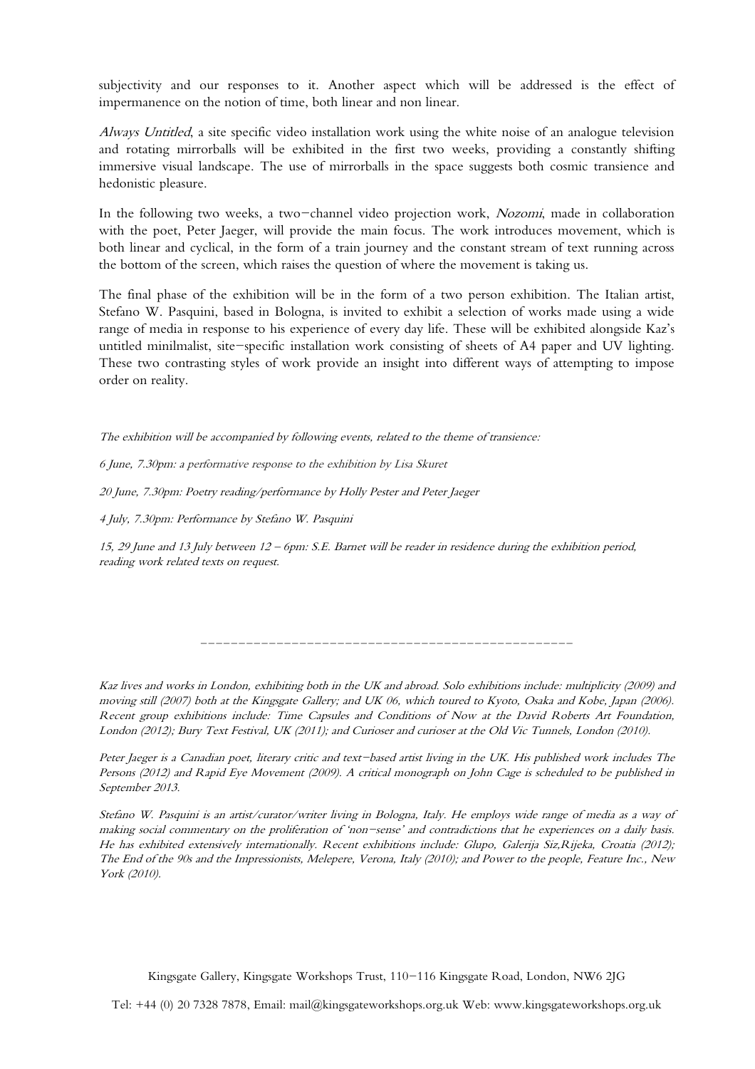subjectivity and our responses to it. Another aspect which will be addressed is the effect of impermanence on the notion of time, both linear and non linear.

*Always Untitled*, a site specific video installation work using the white noise of an analogue television and rotating mirrorballs will be exhibited in the first two weeks, providing a constantly shifting immersive visual landscape. The use of mirrorballs in the space suggests both cosmic transience and hedonistic pleasure.

In the following two weeks, a two–channel video projection work, *Nozomi*, made in collaboration with the poet, Peter Jaeger, will provide the main focus. The work introduces movement, which is both linear and cyclical, in the form of a train journey and the constant stream of text running across the bottom of the screen, which raises the question of where the movement is taking us.

The final phase of the exhibition will be in the form of a two person exhibition. The Italian artist, Stefano W. Pasquini, based in Bologna, is invited to exhibit a selection of works made using a wide range of media in response to his experience of every day life. These will be exhibited alongside Kaz's untitled minilmalist, site–specific installation work consisting of sheets of A4 paper and UV lighting. These two contrasting styles of work provide an insight into different ways of attempting to impose order on reality.

*The exhibition will be accompanied by following events, related to the theme of transience:*

*6 June, 7.30pm: a performative response to the exhibition by Lisa Skuret*

*20 June, 7.30pm: Poetry reading/performance by Holly Pester and Peter Jaeger*

*4 July, 7.30pm: Performance by Stefano W. Pasquini*

*15, 29 June and 13 July between 12 – 6pm: S.E. Barnet will be reader in residence during the exhibition period, reading work related texts on request.*

---

*Kaz lives and works in London, exhibiting both in the UK and abroad. Solo exhibitions include: multiplicity (2009) and moving still (2007) both at the Kingsgate Gallery; and UK 06, which toured to Kyoto, Osaka and Kobe, Japan (2006). Recent group exhibitions include: Time Capsules and Conditions of Now at the David Roberts Art Foundation, London (2012); Bury Text Festival, UK (2011); and Curioser and curioser at the Old Vic Tunnels, London (2010).*

*Peter Jaeger is a Canadian poet, literary critic and text–based artist living in the UK. His published work includes The Persons (2012) and Rapid Eye Movement (2009). A critical monograph on John Cage is scheduled to be published in September 2013.*

*Stefano W. Pasquini is an artist/curator/writer living in Bologna, Italy. He employs wide range of media as a way of making social commentary on the proliferation of 'non–sense' and contradictions that he experiences on a daily basis. He has exhibited extensively internationally. Recent exhibitions include: Glupo, Galerija Siz,Rijeka, Croatia (2012); The End of the 90s and the Impressionists, Melepere, Verona, Italy (2010); and Power to the people, Feature Inc., New York (2010).*

Kingsgate Gallery, Kingsgate Workshops Trust, 110–116 Kingsgate Road, London, NW6 2JG

Tel: +44 (0) 20 7328 7878, Email: mail@kingsgateworkshops.org.uk Web: www.kingsgateworkshops.org.uk